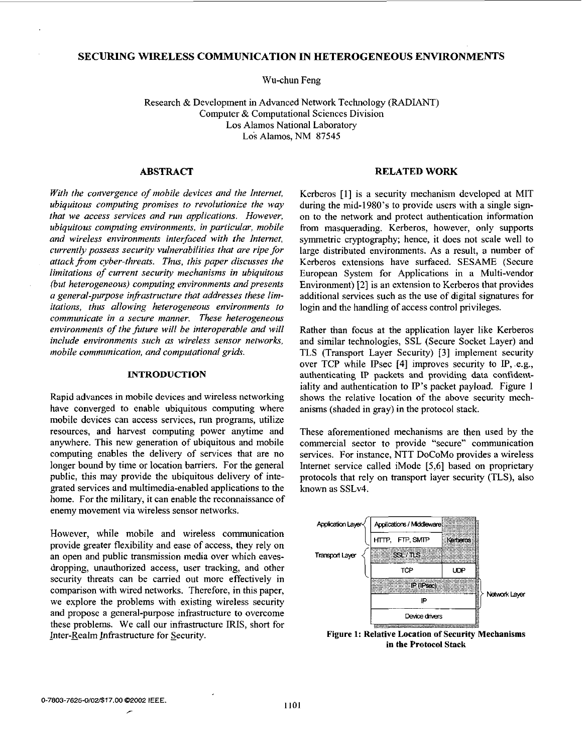# SECURING WIRELESS COMMUNICATION IN HETEROGENEOUS ENVIRONMENTS

Wu-chun Feng

Research & Development in Advanced Network Technology (RADIANT)
Computer & Computational Sciences Division
Los Alamos National Laboratory
Los Alamos, NM 87545

## ABSTRACT

*With the convergence of mobile devices and the Internet, ubiquitous computing promises to revolutionize the way that we access services and run applications. However, ubiquitous computing environments, in particular, mobile and wireless environments interfaced with the Internet, currently possess security vulnerabilities that are ripe for attack from cyber-threats. Thus, this paper discusses the limitations of current security mechanisms in ubiquitous (but heterogeneous) computing environments and presents a general-purpose infrastructure that addresses these limitations, thus allowing heterogeneous environments to communicate in a secure manner. These heterogeneous environments of the future will be interoperable and will include environments such as wireless sensor networks, mobile communication, and computational grids.*

## INTRODUCTION

Rapid advances in mobile devices and wireless networking have converged to enable ubiquitous computing where mobile devices can access services, run programs, utilize resources, and harvest computing power anytime and anywhere. This new generation of ubiquitous and mobile computing enables the delivery of services that are no longer bound by time or location barriers. For the general public, this may provide the ubiquitous delivery of integrated services and multimedia-enabled applications to the home. For the military, it can enable the reconnaissance of enemy movement via wireless sensor networks.

However, while mobile and wireless communication provide greater flexibility and ease of access, they rely on an open and public transmission media over which eavesdropping, unauthorized access, user tracking, and other security threats can be carried out more effectively in comparison with wired networks. Therefore, in this paper, we explore the problems with existing wireless security and propose a general-purpose infrastructure to overcome these problems. We call our infrastructure IRIS, short for Inter-Realm Infrastructure for Security.

## RELATED WORK

Kerberos [1] is a security mechanism developed at MIT during the mid-1980's to provide users with a single sign-on to the network and protect authentication information from masquerading. Kerberos, however, only supports symmetric cryptography; hence, it does not scale well to large distributed environments. As a result, a number of Kerberos extensions have surfaced. SESAME (Secure European System for Applications in a Multi-vendor Environment) [2] is an extension to Kerberos that provides additional services such as the use of digital signatures for login and the handling of access control privileges.

Rather than focus at the application layer like Kerberos and similar technologies, SSL (Secure Socket Layer) and TLS (Transport Layer Security) [3] implement security over TCP while IPsec [4] improves security to IP, e.g., authenticating IP packets and providing data confidentiality and authentication to IP's packet payload. Figure 1 shows the relative location of the above security mechanisms (shaded in gray) in the protocol stack.

These aforementioned mechanisms are then used by the commercial sector to provide "secure" communication services. For instance, NTT DoCoMo provides a wireless Internet service called iMode [5,6] based on proprietary protocols that rely on transport layer security (TLS), also known as SSLv4.

| Layer | Protocol stack | |
|---|---|---|
| Application Layer | Applications / Middleware | |
| | HTTP, FTP, SMTP | Kerberos |
| Transport Layer | SSL / TLS | |
| | TCP | UDP |
| Network Layer | IP (IPsec) | |
| | IP | |
| | Device drivers | |

**Figure 1: Relative Location of Security Mechanisms in the Protocol Stack**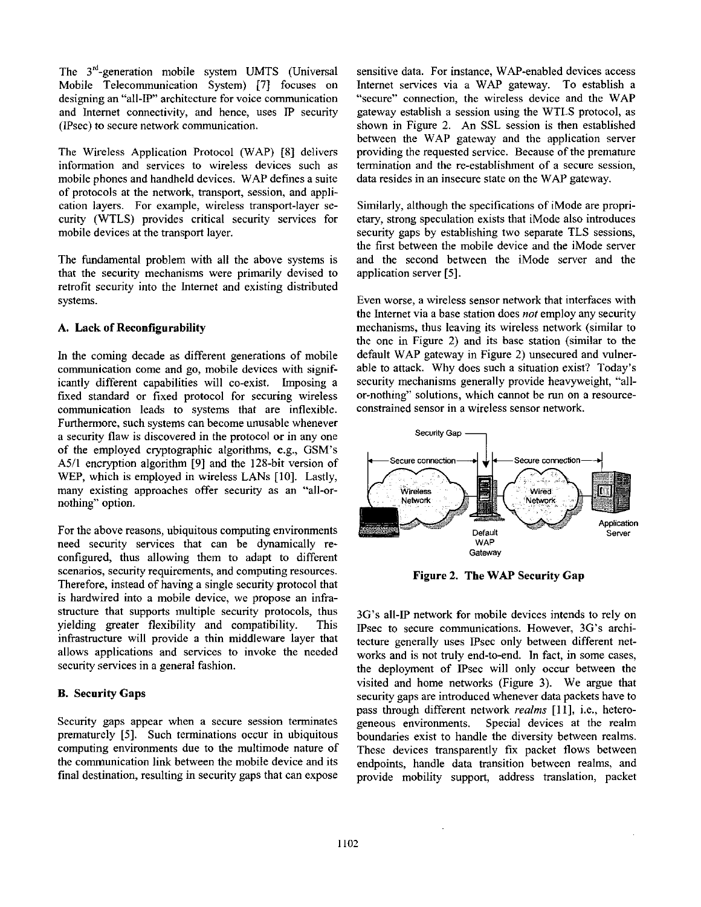The 3[rd]-generation mobile system UMTS (Universal Mobile Telecommunication System) [7] focuses on designing an "all-IP" architecture for voice communication and Internet connectivity, and hence, uses IP security (IPsec) to secure network communication.

The Wireless Application Protocol (WAP) [8] delivers information and services to wireless devices such as mobile phones and handheld devices. WAP defines a suite of protocols at the network, transport, session, and application layers. For example, wireless transport-layer security (WTLS) provides critical security services for mobile devices at the transport layer.

The fundamental problem with all the above systems is that the security mechanisms were primarily devised to retrofit security into the Internet and existing distributed systems.

### A. Lack of Reconfigurability

In the coming decade as different generations of mobile communication come and go, mobile devices with significantly different capabilities will co-exist. Imposing a fixed standard or fixed protocol for securing wireless communication leads to systems that are inflexible. Furthermore, such systems can become unusable whenever a security flaw is discovered in the protocol or in any one of the employed cryptographic algorithms, e.g., GSM's A5/1 encryption algorithm [9] and the 128-bit version of WEP, which is employed in wireless LANs [10]. Lastly, many existing approaches offer security as an "all-or-nothing" option.

For the above reasons, ubiquitous computing environments need security services that can be dynamically reconfigured, thus allowing them to adapt to different scenarios, security requirements, and computing resources. Therefore, instead of having a single security protocol that is hardwired into a mobile device, we propose an infrastructure that supports multiple security protocols, thus yielding greater flexibility and compatibility. This infrastructure will provide a thin middleware layer that allows applications and services to invoke the needed security services in a general fashion.

### B. Security Gaps

Security gaps appear when a secure session terminates prematurely [5]. Such terminations occur in ubiquitous computing environments due to the multimode nature of the communication link between the mobile device and its final destination, resulting in security gaps that can expose sensitive data. For instance, WAP-enabled devices access Internet services via a WAP gateway. To establish a "secure" connection, the wireless device and the WAP gateway establish a session using the WTLS protocol, as shown in Figure 2. An SSL session is then established between the WAP gateway and the application server providing the requested service. Because of the premature termination and the re-establishment of a secure session, data resides in an insecure state on the WAP gateway.

Similarly, although the specifications of iMode are proprietary, strong speculation exists that iMode also introduces security gaps by establishing two separate TLS sessions, the first between the mobile device and the iMode server and the second between the iMode server and the application server [5].

Even worse, a wireless sensor network that interfaces with the Internet via a base station does *not* employ any security mechanisms, thus leaving its wireless network (similar to the one in Figure 2) and its base station (similar to the default WAP gateway in Figure 2) unsecured and vulnerable to attack. Why does such a situation exist? Today's security mechanisms generally provide heavyweight, "all-or-nothing" solutions, which cannot be run on a resource-constrained sensor in a wireless sensor network.

**Figure 2. The WAP Security Gap**

3G's all-IP network for mobile devices intends to rely on IPsec to secure communications. However, 3G's architecture generally uses IPsec only between different networks and is not truly end-to-end. In fact, in some cases, the deployment of IPsec will only occur between the visited and home networks (Figure 3). We argue that security gaps are introduced whenever data packets have to pass through different network *realms* [11], i.e., heterogeneous environments. Special devices at the realm boundaries exist to handle the diversity between realms. These devices transparently fix packet flows between endpoints, handle data transition between realms, and provide mobility support, address translation, packet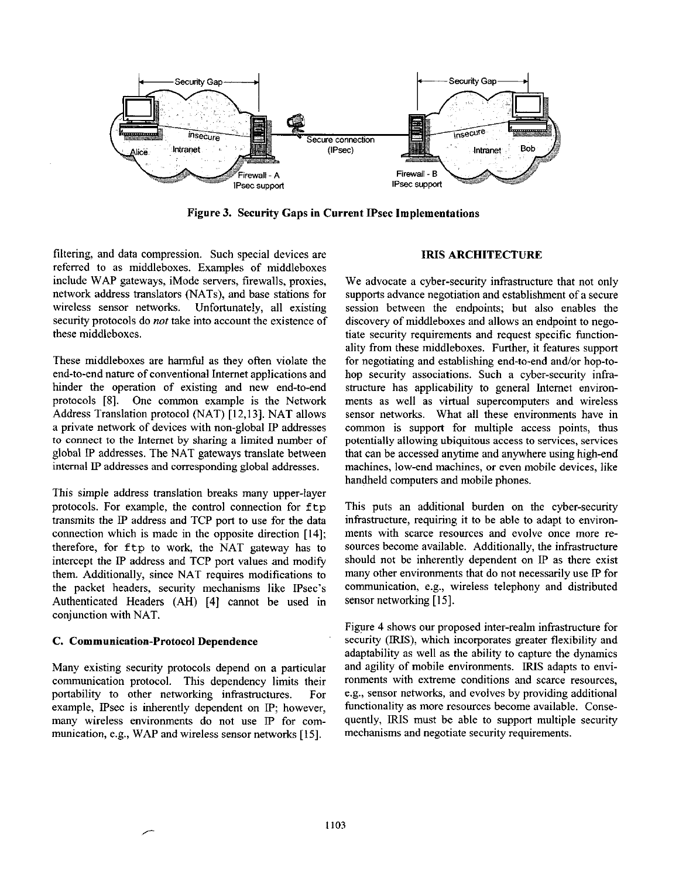Figure 3. Security Gaps in Current IPsec Implementations

filtering, and data compression. Such special devices are referred to as middleboxes. Examples of middleboxes include WAP gateways, iMode servers, firewalls, proxies, network address translators (NATs), and base stations for wireless sensor networks. Unfortunately, all existing security protocols do *not* take into account the existence of these middleboxes.

These middleboxes are harmful as they often violate the end-to-end nature of conventional Internet applications and hinder the operation of existing and new end-to-end protocols [8]. One common example is the Network Address Translation protocol (NAT) [12,13]. NAT allows a private network of devices with non-global IP addresses to connect to the Internet by sharing a limited number of global IP addresses. The NAT gateways translate between internal IP addresses and corresponding global addresses.

This simple address translation breaks many upper-layer protocols. For example, the control connection for `ftp` transmits the IP address and TCP port to use for the data connection which is made in the opposite direction [14]; therefore, for `ftp` to work, the NAT gateway has to intercept the IP address and TCP port values and modify them. Additionally, since NAT requires modifications to the packet headers, security mechanisms like IPsec's Authenticated Headers (AH) [4] cannot be used in conjunction with NAT.

### C. Communication-Protocol Dependence

Many existing security protocols depend on a particular communication protocol. This dependency limits their portability to other networking infrastructures. For example, IPsec is inherently dependent on IP; however, many wireless environments do not use IP for communication, e.g., WAP and wireless sensor networks [15].

## IRIS ARCHITECTURE

We advocate a cyber-security infrastructure that not only supports advance negotiation and establishment of a secure session between the endpoints; but also enables the discovery of middleboxes and allows an endpoint to negotiate security requirements and request specific functionality from these middleboxes. Further, it features support for negotiating and establishing end-to-end and/or hop-to-hop security associations. Such a cyber-security infrastructure has applicability to general Internet environments as well as virtual supercomputers and wireless sensor networks. What all these environments have in common is support for multiple access points, thus potentially allowing ubiquitous access to services, services that can be accessed anytime and anywhere using high-end machines, low-end machines, or even mobile devices, like handheld computers and mobile phones.

This puts an additional burden on the cyber-security infrastructure, requiring it to be able to adapt to environments with scarce resources and evolve once more resources become available. Additionally, the infrastructure should not be inherently dependent on IP as there exist many other environments that do not necessarily use IP for communication, e.g., wireless telephony and distributed sensor networking [15].

Figure 4 shows our proposed inter-realm infrastructure for security (IRIS), which incorporates greater flexibility and adaptability as well as the ability to capture the dynamics and agility of mobile environments. IRIS adapts to environments with extreme conditions and scarce resources, e.g., sensor networks, and evolves by providing additional functionality as more resources become available. Consequently, IRIS must be able to support multiple security mechanisms and negotiate security requirements.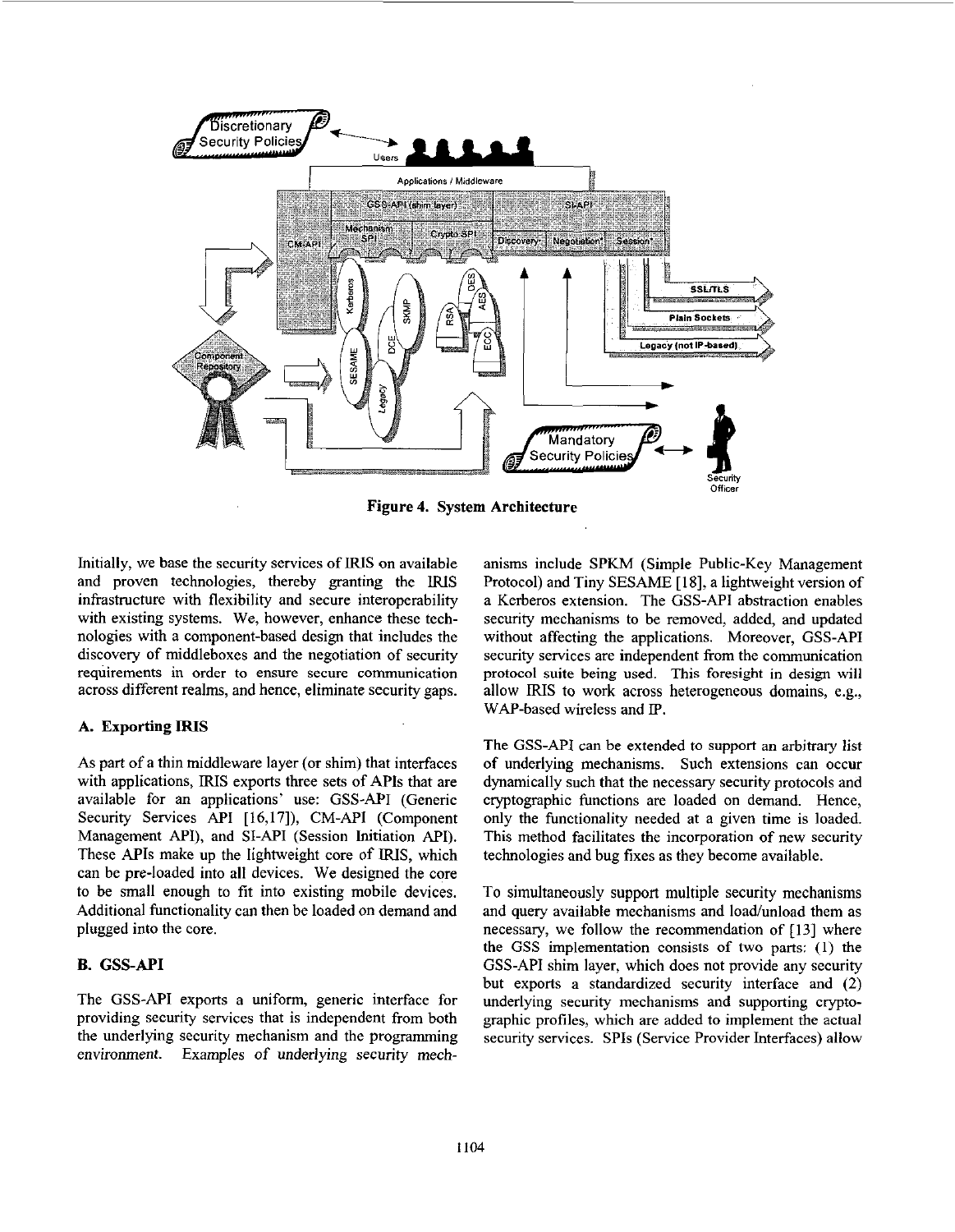Figure 4. System Architecture

Initially, we base the security services of IRIS on available and proven technologies, thereby granting the IRIS infrastructure with flexibility and secure interoperability with existing systems. We, however, enhance these technologies with a component-based design that includes the discovery of middleboxes and the negotiation of security requirements in order to ensure secure communication across different realms, and hence, eliminate security gaps.

### A. Exporting IRIS

As part of a thin middleware layer (or shim) that interfaces with applications, IRIS exports three sets of APIs that are available for an applications' use: GSS-API (Generic Security Services API [16,17]), CM-API (Component Management API), and SI-API (Session Initiation API). These APIs make up the lightweight core of IRIS, which can be pre-loaded into all devices. We designed the core to be small enough to fit into existing mobile devices. Additional functionality can then be loaded on demand and plugged into the core.

### B. GSS-API

The GSS-API exports a uniform, generic interface for providing security services that is independent from both the underlying security mechanism and the programming environment. Examples of underlying security mechanisms include SPKM (Simple Public-Key Management Protocol) and Tiny SESAME [18], a lightweight version of a Kerberos extension. The GSS-API abstraction enables security mechanisms to be removed, added, and updated without affecting the applications. Moreover, GSS-API security services are independent from the communication protocol suite being used. This foresight in design will allow IRIS to work across heterogeneous domains, e.g., WAP-based wireless and IP.

The GSS-API can be extended to support an arbitrary list of underlying mechanisms. Such extensions can occur dynamically such that the necessary security protocols and cryptographic functions are loaded on demand. Hence, only the functionality needed at a given time is loaded. This method facilitates the incorporation of new security technologies and bug fixes as they become available.

To simultaneously support multiple security mechanisms and query available mechanisms and load/unload them as necessary, we follow the recommendation of [13] where the GSS implementation consists of two parts: (1) the GSS-API shim layer, which does not provide any security but exports a standardized security interface and (2) underlying security mechanisms and supporting cryptographic profiles, which are added to implement the actual security services. SPIs (Service Provider Interfaces) allow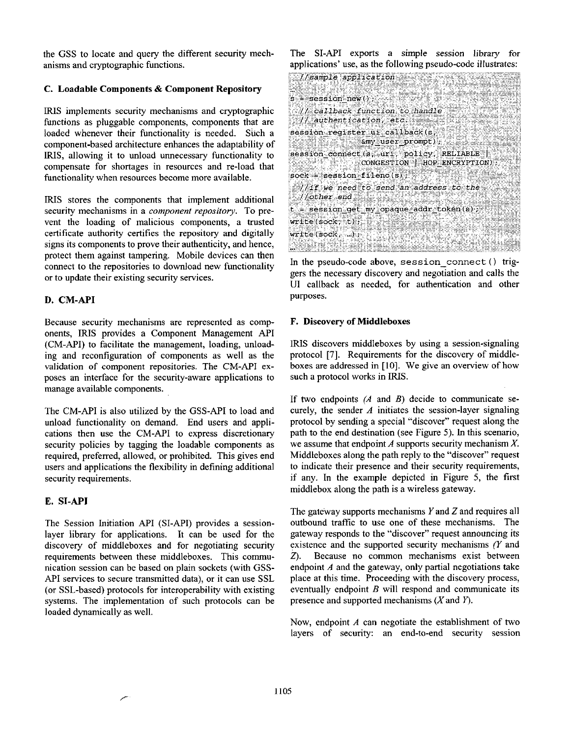the GSS to locate and query the different security mechanisms and cryptographic functions.

### C. Loadable Components & Component Repository

IRIS implements security mechanisms and cryptographic functions as pluggable components, components that are loaded whenever their functionality is needed. Such a component-based architecture enhances the adaptability of IRIS, allowing it to unload unnecessary functionality to compensate for shortages in resources and re-load that functionality when resources become more available.

IRIS stores the components that implement additional security mechanisms in a *component repository*. To prevent the loading of malicious components, a trusted certificate authority certifies the repository and digitally signs its components to prove their authenticity, and hence, protect them against tampering. Mobile devices can then connect to the repositories to download new functionality or to update their existing security services.

### D. CM-API

Because security mechanisms are represented as components, IRIS provides a Component Management API (CM-API) to facilitate the management, loading, unloading and reconfiguration of components as well as the validation of component repositories. The CM-API exposes an interface for the security-aware applications to manage available components.

The CM-API is also utilized by the GSS-API to load and unload functionality on demand. End users and applications then use the CM-API to express discretionary security policies by tagging the loadable components as required, preferred, allowed, or prohibited. This gives end users and applications the flexibility in defining additional security requirements.

### E. SI-API

The Session Initiation API (SI-API) provides a session-layer library for applications. It can be used for the discovery of middleboxes and for negotiating security requirements between these middleboxes. This communication session can be based on plain sockets (with GSS-API services to secure transmitted data), or it can use SSL (or SSL-based) protocols for interoperability with existing systems. The implementation of such protocols can be loaded dynamically as well.

The SI-API exports a simple session library for applications' use, as the following pseudo-code illustrates:

```
//sample application
...
s = session_new();
//callback function to handle
//authentication, etc.
session_register_ui_callback(s,
        &my_user_prompt);
session_connect(s, uri, policy, RELIABLE |
        CONGESTION | HOP_ENCRYPTION);
sock = session_fileno(s);
//if we need to send an address to the
//other end
t = session_get_my_opaque_addr_token(s);
write(sock, t);
write(sock, ...);
...
```

In the pseudo-code above, `session_connect()` triggers the necessary discovery and negotiation and calls the UI callback as needed, for authentication and other purposes.

### F. Discovery of Middleboxes

IRIS discovers middleboxes by using a session-signaling protocol [7]. Requirements for the discovery of middleboxes are addressed in [10]. We give an overview of how such a protocol works in IRIS.

If two endpoints *(A* and *B)* decide to communicate securely, the sender *A* initiates the session-layer signaling protocol by sending a special "discover" request along the path to the end destination (see Figure 5). In this scenario, we assume that endpoint *A* supports security mechanism *X*. Middleboxes along the path reply to the "discover" request to indicate their presence and their security requirements, if any. In the example depicted in Figure 5, the first middlebox along the path is a wireless gateway.

The gateway supports mechanisms *Y* and *Z* and requires all outbound traffic to use one of these mechanisms. The gateway responds to the "discover" request announcing its existence and the supported security mechanisms *(Y* and *Z)*. Because no common mechanisms exist between endpoint *A* and the gateway, only partial negotiations take place at this time. Proceeding with the discovery process, eventually endpoint *B* will respond and communicate its presence and supported mechanisms (*X* and *Y*).

Now, endpoint *A* can negotiate the establishment of two layers of security: an end-to-end security session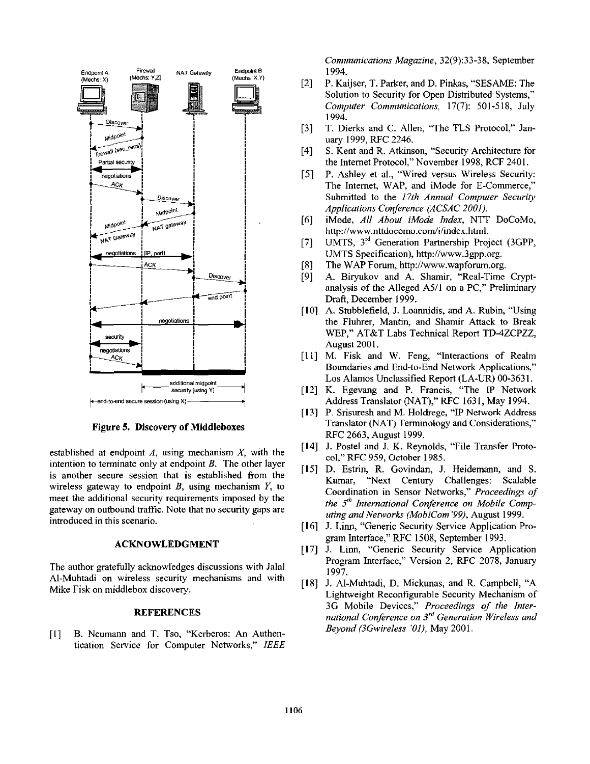Endpoint A (Mechs: X)
Firewall (Mechs: Y,Z)
NAT Gateway
Endpoint B (Mechs: X,Y)

Discover
Midpoint
firewall (sec_reqs)
Partial security
negotiations
ACK
Discover
Midpoint
NAT gateway
Midpoint
NAT Gateway
negotiations
(IP, port)
ACK
Discover
end point
negotiations
security
negotiations
ACK
additional midpoint security (using Y)
end-to-end secure session (using X)

**Figure 5. Discovery of Middleboxes**

established at endpoint $A$, using mechanism $X$, with the intention to terminate only at endpoint $B$. The other layer is another secure session that is established from the wireless gateway to endpoint $B$, using mechanism $Y$, to meet the additional security requirements imposed by the gateway on outbound traffic. Note that no security gaps are introduced in this scenario.

## ACKNOWLEDGMENT

The author gratefully acknowledges discussions with Jalal Al-Muhtadi on wireless security mechanisms and with Mike Fisk on middlebox discovery.

## REFERENCES

[1] B. Neumann and T. Tso, "Kerberos: An Authentication Service for Computer Networks," *IEEE Communications Magazine*, 32(9):33-38, September 1994.

[2] P. Kaijser, T. Parker, and D. Pinkas, "SESAME: The Solution to Security for Open Distributed Systems," *Computer Communications*, 17(7): 501-518, July 1994.

[3] T. Dierks and C. Allen, "The TLS Protocol," January 1999, RFC 2246.

[4] S. Kent and R. Atkinson, "Security Architecture for the Internet Protocol," November 1998, RCF 2401.

[5] P. Ashley et al., "Wired versus Wireless Security: The Internet, WAP, and iMode for E-Commerce," Submitted to the *17th Annual Computer Security Applications Conference (ACSAC 2001)*.

[6] iMode, *All About iMode Index*, NTT DoCoMo, http://www.nttdocomo.com/i/index.html.

[7] UMTS, 3rd Generation Partnership Project (3GPP, UMTS Specification), http://www.3gpp.org.

[8] The WAP Forum, http://www.wapforum.org.

[9] A. Biryukov and A. Shamir, "Real-Time Cryptanalysis of the Alleged A5/1 on a PC," Preliminary Draft, December 1999.

[10] A. Stubblefield, J. Loannidis, and A. Rubin, "Using the Fluhrer, Mantin, and Shamir Attack to Break WEP," AT&T Labs Technical Report TD-4ZCPZZ, August 2001.

[11] M. Fisk and W. Feng, "Interactions of Realm Boundaries and End-to-End Network Applications," Los Alamos Unclassified Report (LA-UR) 00-3631.

[12] K. Egevang and P. Francis, "The IP Network Address Translator (NAT)," RFC 1631, May 1994.

[13] P. Srisuresh and M. Holdrege, "IP Network Address Translator (NAT) Terminology and Considerations," RFC 2663, August 1999.

[14] J. Postel and J. K. Reynolds, "File Transfer Protocol," RFC 959, October 1985.

[15] D. Estrin, R. Govindan, J. Heidemann, and S. Kumar, "Next Century Challenges: Scalable Coordination in Sensor Networks," *Proceedings of the 5th International Conference on Mobile Computing and Networks (MobiCom'99)*, August 1999.

[16] J. Linn, "Generic Security Service Application Program Interface," RFC 1508, September 1993.

[17] J. Linn, "Generic Security Service Application Program Interface," Version 2, RFC 2078, January 1997.

[18] J. Al-Muhtadi, D. Mickunas, and R. Campbell, "A Lightweight Reconfigurable Security Mechanism of 3G Mobile Devices," *Proceedings of the International Conference on 3rd Generation Wireless and Beyond (3Gwireless '01)*, May 2001.